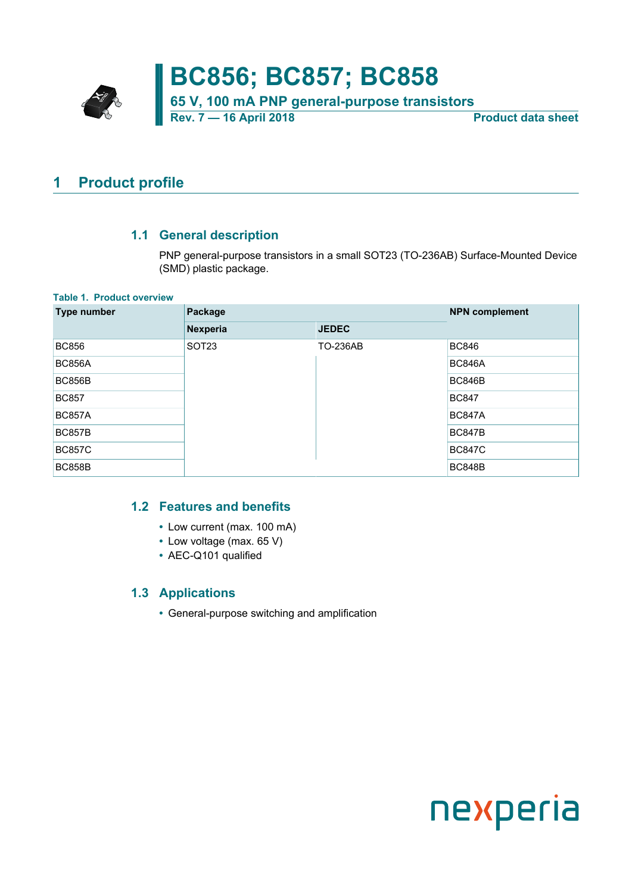# BC856; BC857; BC858

## 65 V, 100 mA PNP general-purpose transistors

Rev. 7 — 16 April 2018 Product data sheet

## 1 Product profile

### 1.1 General description

PNP general-purpose transistors in a small SOT23 (TO-236AB) Surface-Mounted Device (SMD) plastic package.

**Table 1. Product overview**

| Type number | Package | | NPN complement |
|---|---|---|---|
| | Nexperia | JEDEC | |
| BC856 | SOT23 | TO-236AB | BC846 |
| BC856A | | | BC846A |
| BC856B | | | BC846B |
| BC857 | | | BC847 |
| BC857A | | | BC847A |
| BC857B | | | BC847B |
| BC857C | | | BC847C |
| BC858B | | | BC848B |

### 1.2 Features and benefits

- Low current (max. 100 mA)
- Low voltage (max. 65 V)
- AEC-Q101 qualified

### 1.3 Applications

- General-purpose switching and amplification

nexperia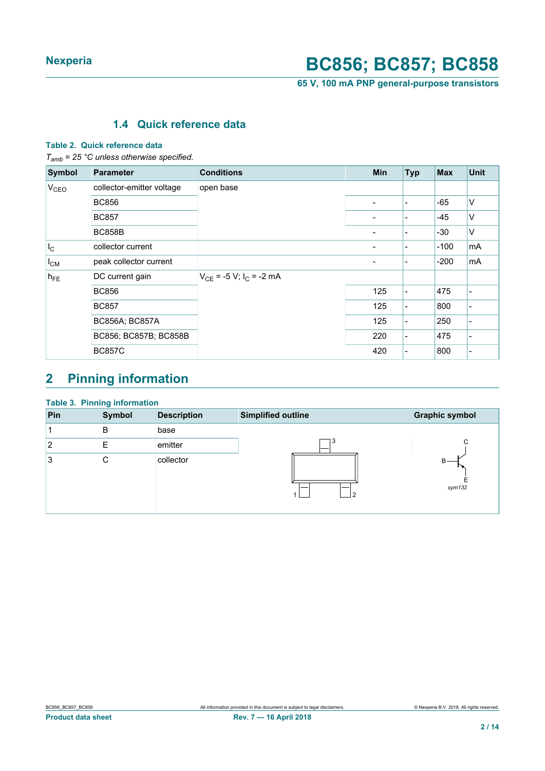### 1.4 Quick reference data

**Table 2. Quick reference data**

*$T_{amb}$ = 25 °C unless otherwise specified.*

| Symbol | Parameter | Conditions | Min | Typ | Max | Unit |
|---|---|---|---|---|---|---|
| $V_{CEO}$ | collector-emitter voltage | open base | | | | |
| | BC856 | | - | - | -65 | V |
| | BC857 | | - | - | -45 | V |
| | BC858B | | - | - | -30 | V |
| $I_C$ | collector current | | - | - | -100 | mA |
| $I_{CM}$ | peak collector current | | - | - | -200 | mA |
| $h_{FE}$ | DC current gain | $V_{CE}$ = -5 V; $I_C$ = -2 mA | | | | |
| | BC856 | | 125 | - | 475 | - |
| | BC857 | | 125 | - | 800 | - |
| | BC856A; BC857A | | 125 | - | 250 | - |
| | BC856; BC857B; BC858B | | 220 | - | 475 | - |
| | BC857C | | 420 | - | 800 | - |

## 2 Pinning information

**Table 3. Pinning information**

| Pin | Symbol | Description | Simplified outline | Graphic symbol |
|---|---|---|---|---|
| 1 | B | base | | |
| 2 | E | emitter | | |
| 3 | C | collector | | sym132 |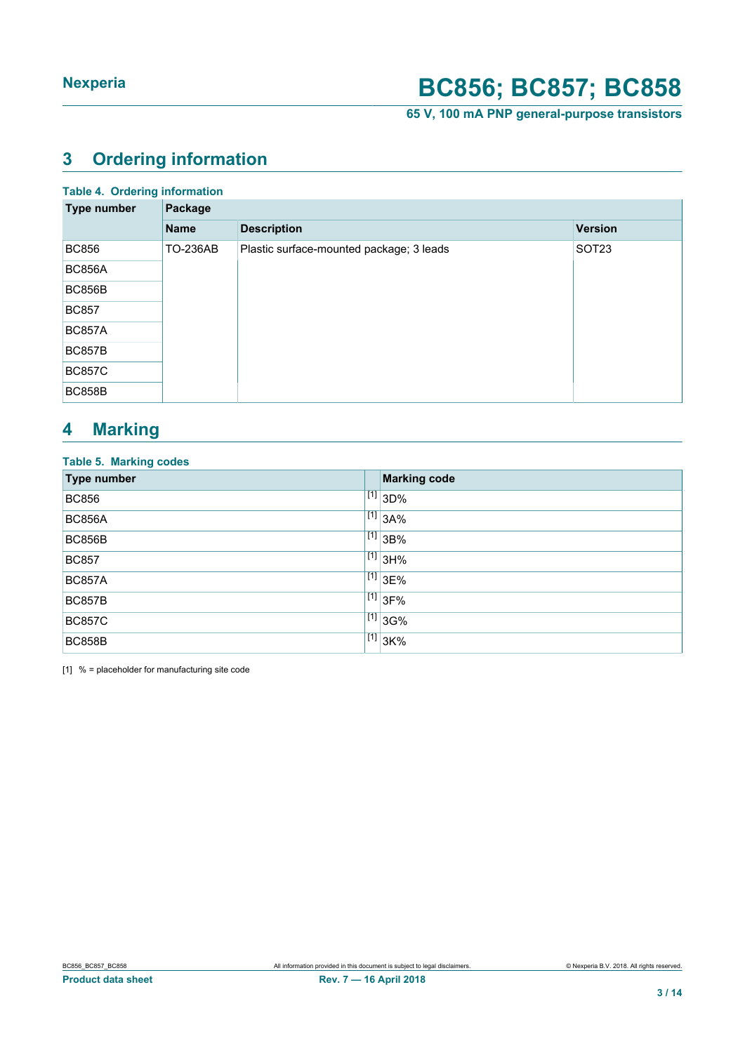## 3 Ordering information

**Table 4. Ordering information**

| Type number | Package | | |
|---|---|---|---|
| | **Name** | **Description** | **Version** |
| BC856 | TO-236AB | Plastic surface-mounted package; 3 leads | SOT23 |
| BC856A | | | |
| BC856B | | | |
| BC857 | | | |
| BC857A | | | |
| BC857B | | | |
| BC857C | | | |
| BC858B | | | |

## 4 Marking

**Table 5. Marking codes**

| Type number | | Marking code |
|---|---|---|
| BC856 | [1] | 3D% |
| BC856A | [1] | 3A% |
| BC856B | [1] | 3B% |
| BC857 | [1] | 3H% |
| BC857A | [1] | 3E% |
| BC857B | [1] | 3F% |
| BC857C | [1] | 3G% |
| BC858B | [1] | 3K% |

[1] % = placeholder for manufacturing site code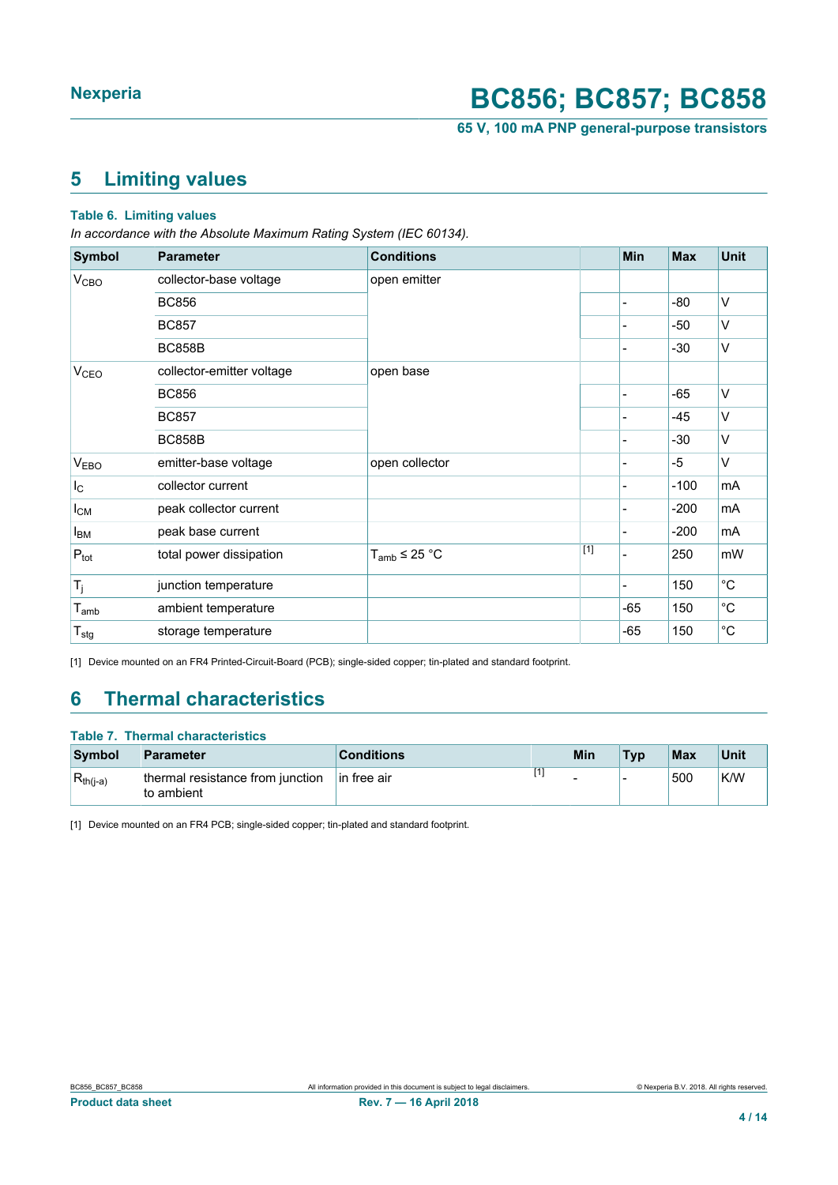## 5 Limiting values

**Table 6. Limiting values**

*In accordance with the Absolute Maximum Rating System (IEC 60134).*

| Symbol | Parameter | Conditions | | Min | Max | Unit |
|---|---|---|---|---|---|---|
| $V_{CBO}$ | collector-base voltage | open emitter | | | | |
| | BC856 | | | - | -80 | V |
| | BC857 | | | - | -50 | V |
| | BC858B | | | - | -30 | V |
| $V_{CEO}$ | collector-emitter voltage | open base | | | | |
| | BC856 | | | - | -65 | V |
| | BC857 | | | - | -45 | V |
| | BC858B | | | - | -30 | V |
| $V_{EBO}$ | emitter-base voltage | open collector | | - | -5 | V |
| $I_C$ | collector current | | | - | -100 | mA |
| $I_{CM}$ | peak collector current | | | - | -200 | mA |
| $I_{BM}$ | peak base current | | | - | -200 | mA |
| $P_{tot}$ | total power dissipation | $T_{amb}$ ≤ 25 °C | [1] | - | 250 | mW |
| $T_j$ | junction temperature | | | - | 150 | °C |
| $T_{amb}$ | ambient temperature | | | -65 | 150 | °C |
| $T_{stg}$ | storage temperature | | | -65 | 150 | °C |

[1] Device mounted on an FR4 Printed-Circuit-Board (PCB); single-sided copper; tin-plated and standard footprint.

## 6 Thermal characteristics

**Table 7. Thermal characteristics**

| Symbol | Parameter | Conditions | | Min | Typ | Max | Unit |
|---|---|---|---|---|---|---|---|
| $R_{th(j-a)}$ | thermal resistance from junction to ambient | in free air | [1] | - | - | 500 | K/W |

[1] Device mounted on an FR4 PCB; single-sided copper; tin-plated and standard footprint.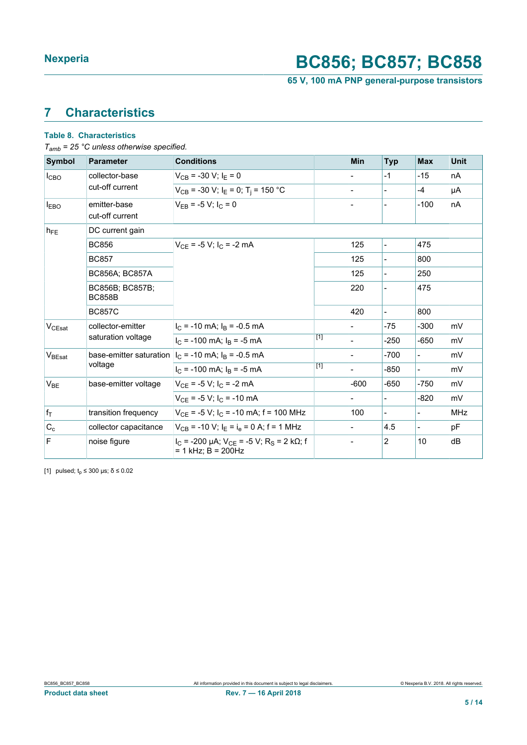## 7 Characteristics

**Table 8. Characteristics**

*$T_{amb}$ = 25 °C unless otherwise specified.*

| Symbol | Parameter | Conditions | | Min | Typ | Max | Unit |
|---|---|---|---|---|---|---|---|
| $I_{CBO}$ | collector-base cut-off current | $V_{CB}$ = -30 V; $I_E$ = 0 | | - | -1 | -15 | nA |
| | | $V_{CB}$ = -30 V; $I_E$ = 0; $T_j$ = 150 °C | | - | - | -4 | µA |
| $I_{EBO}$ | emitter-base cut-off current | $V_{EB}$ = -5 V; $I_C$ = 0 | | - | - | -100 | nA |
| $h_{FE}$ | DC current gain | | | | | | |
| | BC856 | $V_{CE}$ = -5 V; $I_C$ = -2 mA | | 125 | - | 475 | |
| | BC857 | | | 125 | - | 800 | |
| | BC856A; BC857A | | | 125 | - | 250 | |
| | BC856B; BC857B; BC858B | | | 220 | - | 475 | |
| | BC857C | | | 420 | - | 800 | |
| $V_{CEsat}$ | collector-emitter saturation voltage | $I_C$ = -10 mA; $I_B$ = -0.5 mA | | - | -75 | -300 | mV |
| | | $I_C$ = -100 mA; $I_B$ = -5 mA | [1] | - | -250 | -650 | mV |
| $V_{BEsat}$ | base-emitter saturation voltage | $I_C$ = -10 mA; $I_B$ = -0.5 mA | | - | -700 | - | mV |
| | | $I_C$ = -100 mA; $I_B$ = -5 mA | [1] | - | -850 | - | mV |
| $V_{BE}$ | base-emitter voltage | $V_{CE}$ = -5 V; $I_C$ = -2 mA | | -600 | -650 | -750 | mV |
| | | $V_{CE}$ = -5 V; $I_C$ = -10 mA | | - | - | -820 | mV |
| $f_T$ | transition frequency | $V_{CE}$ = -5 V; $I_C$ = -10 mA; f = 100 MHz | | 100 | - | - | MHz |
| $C_c$ | collector capacitance | $V_{CB}$ = -10 V; $I_E$ = $i_e$ = 0 A; f = 1 MHz | | - | 4.5 | - | pF |
| F | noise figure | $I_C$ = -200 µA; $V_{CE}$ = -5 V; $R_S$ = 2 kΩ; f = 1 kHz; B = 200Hz | | - | 2 | 10 | dB |

[1] pulsed; $t_p$ ≤ 300 µs; δ ≤ 0.02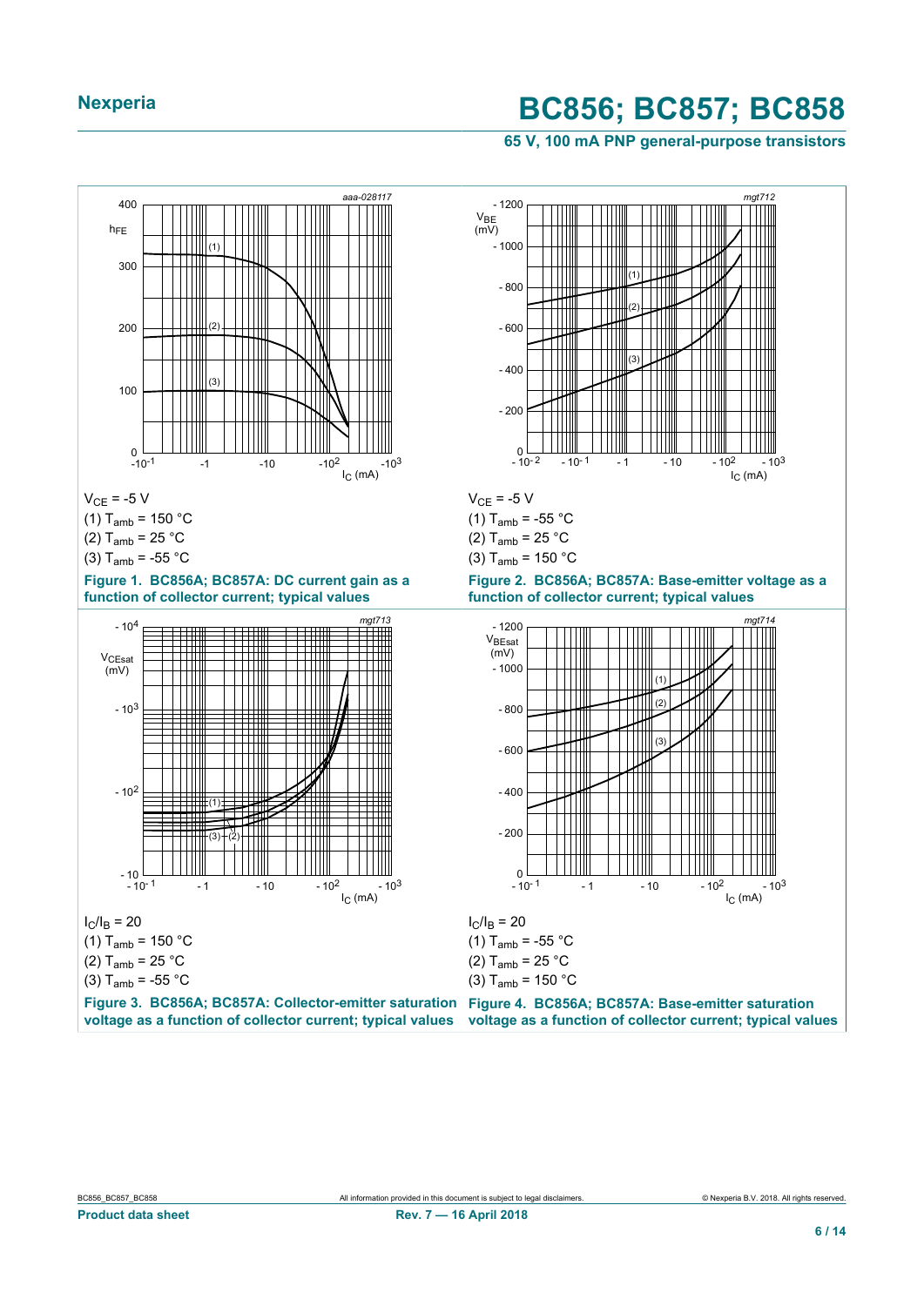$V_{CE}$ = -5 V

(1) $T_{amb}$ = 150 °C

(2) $T_{amb}$ = 25 °C

(3) $T_{amb}$ = -55 °C

**Figure 1. BC856A; BC857A: DC current gain as a function of collector current; typical values**

$V_{CE}$ = -5 V

(1) $T_{amb}$ = -55 °C

(2) $T_{amb}$ = 25 °C

(3) $T_{amb}$ = 150 °C

**Figure 2. BC856A; BC857A: Base-emitter voltage as a function of collector current; typical values**

$I_C/I_B$ = 20

(1) $T_{amb}$ = 150 °C

(2) $T_{amb}$ = 25 °C

(3) $T_{amb}$ = -55 °C

**Figure 3. BC856A; BC857A: Collector-emitter saturation voltage as a function of collector current; typical values**

$I_C/I_B$ = 20

(1) $T_{amb}$ = -55 °C

(2) $T_{amb}$ = 25 °C

(3) $T_{amb}$ = 150 °C

**Figure 4. BC856A; BC857A: Base-emitter saturation voltage as a function of collector current; typical values**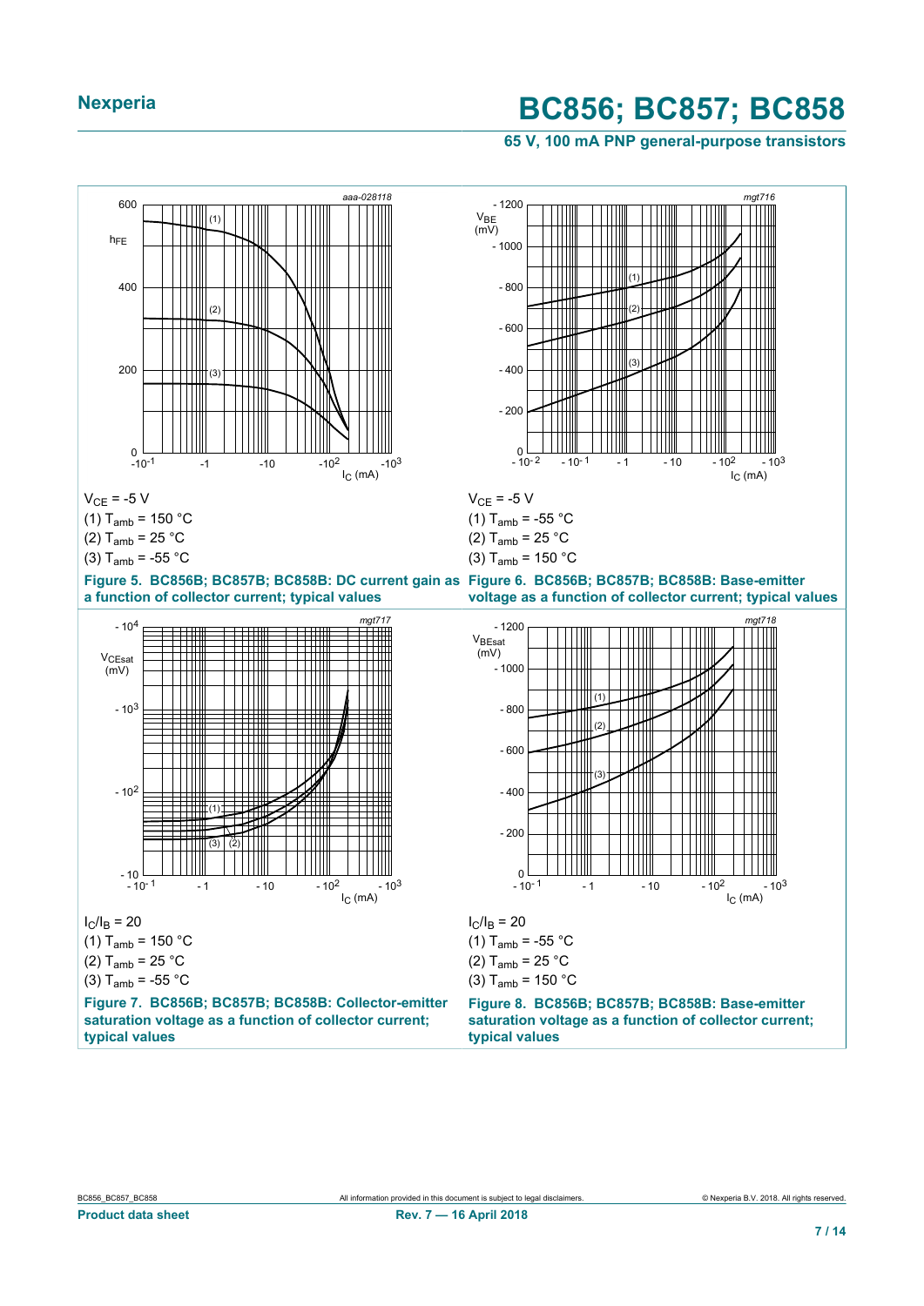$V_{CE}$ = -5 V

(1) $T_{amb}$ = 150 °C

(2) $T_{amb}$ = 25 °C

(3) $T_{amb}$ = -55 °C

**Figure 5. BC856B; BC857B; BC858B: DC current gain as a function of collector current; typical values**

$V_{CE}$ = -5 V

(1) $T_{amb}$ = -55 °C

(2) $T_{amb}$ = 25 °C

(3) $T_{amb}$ = 150 °C

**Figure 6. BC856B; BC857B; BC858B: Base-emitter voltage as a function of collector current; typical values**

$I_C/I_B$ = 20

(1) $T_{amb}$ = 150 °C

(2) $T_{amb}$ = 25 °C

(3) $T_{amb}$ = -55 °C

**Figure 7. BC856B; BC857B; BC858B: Collector-emitter saturation voltage as a function of collector current; typical values**

$I_C/I_B$ = 20

(1) $T_{amb}$ = -55 °C

(2) $T_{amb}$ = 25 °C

(3) $T_{amb}$ = 150 °C

**Figure 8. BC856B; BC857B; BC858B: Base-emitter saturation voltage as a function of collector current; typical values**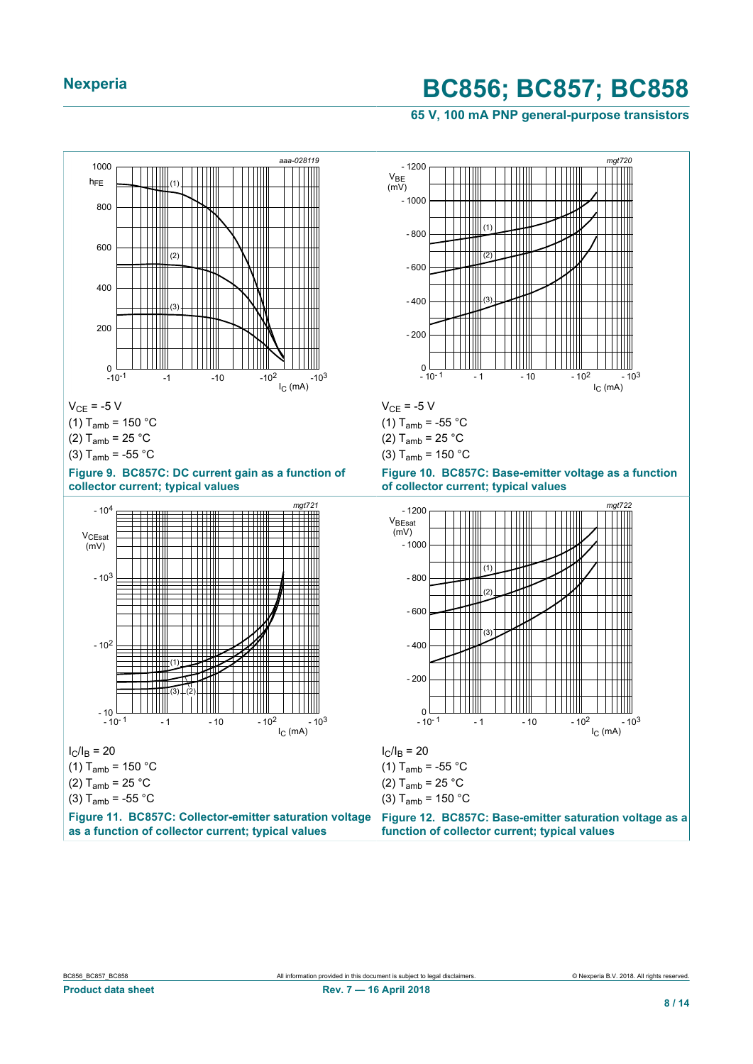$V_{CE}$ = -5 V

(1) $T_{amb}$ = 150 °C

(2) $T_{amb}$ = 25 °C

(3) $T_{amb}$ = -55 °C

**Figure 9. BC857C: DC current gain as a function of collector current; typical values**

$V_{CE}$ = -5 V

(1) $T_{amb}$ = -55 °C

(2) $T_{amb}$ = 25 °C

(3) $T_{amb}$ = 150 °C

**Figure 10. BC857C: Base-emitter voltage as a function of collector current; typical values**

$I_C/I_B$ = 20

(1) $T_{amb}$ = 150 °C

(2) $T_{amb}$ = 25 °C

(3) $T_{amb}$ = -55 °C

**Figure 11. BC857C: Collector-emitter saturation voltage as a function of collector current; typical values**

$I_C/I_B$ = 20

(1) $T_{amb}$ = -55 °C

(2) $T_{amb}$ = 25 °C

(3) $T_{amb}$ = 150 °C

**Figure 12. BC857C: Base-emitter saturation voltage as a function of collector current; typical values**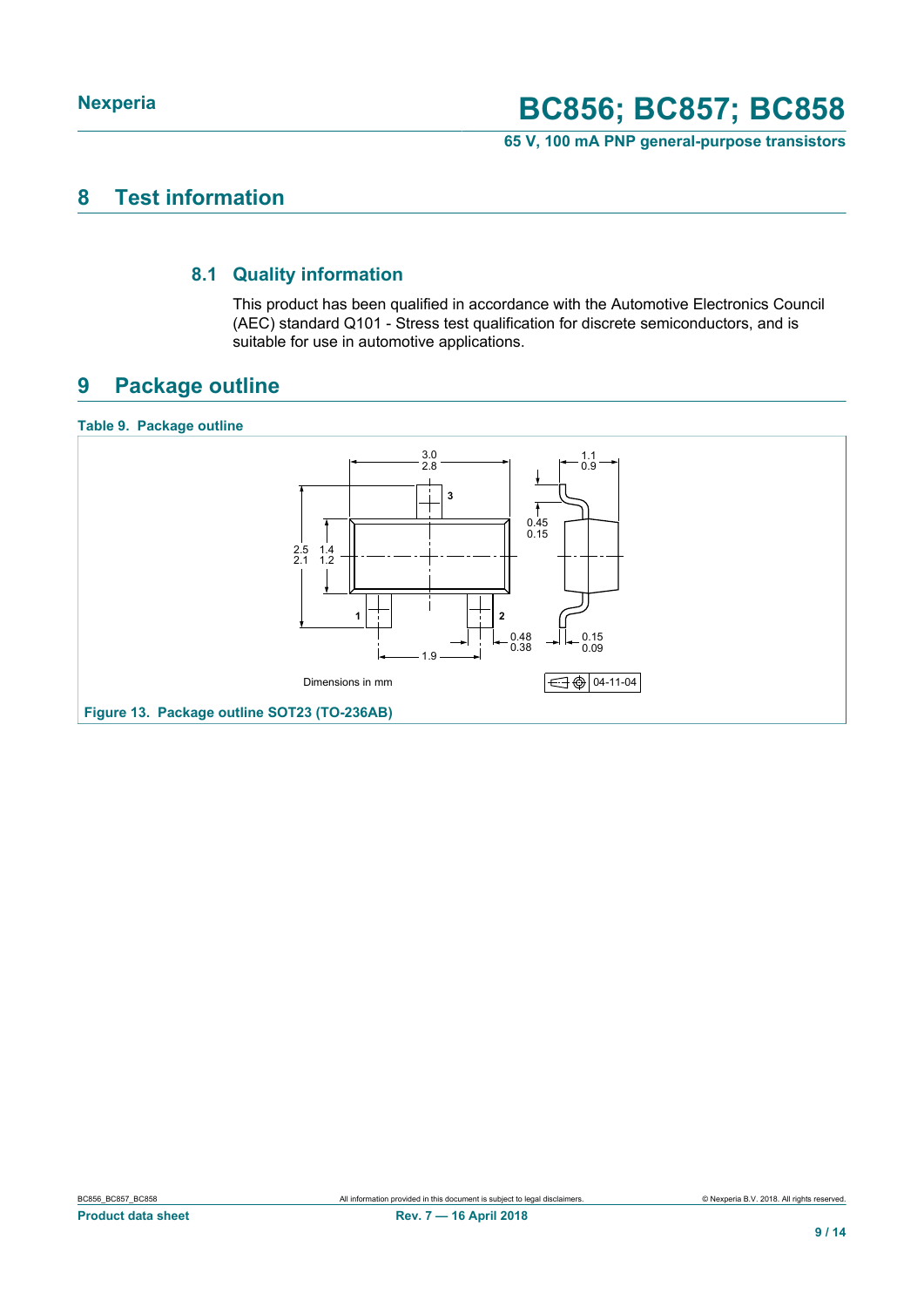## 8 Test information

### 8.1 Quality information

This product has been qualified in accordance with the Automotive Electronics Council (AEC) standard Q101 - Stress test qualification for discrete semiconductors, and is suitable for use in automotive applications.

## 9 Package outline

**Table 9. Package outline**

Dimensions in mm

04-11-04

**Figure 13. Package outline SOT23 (TO-236AB)**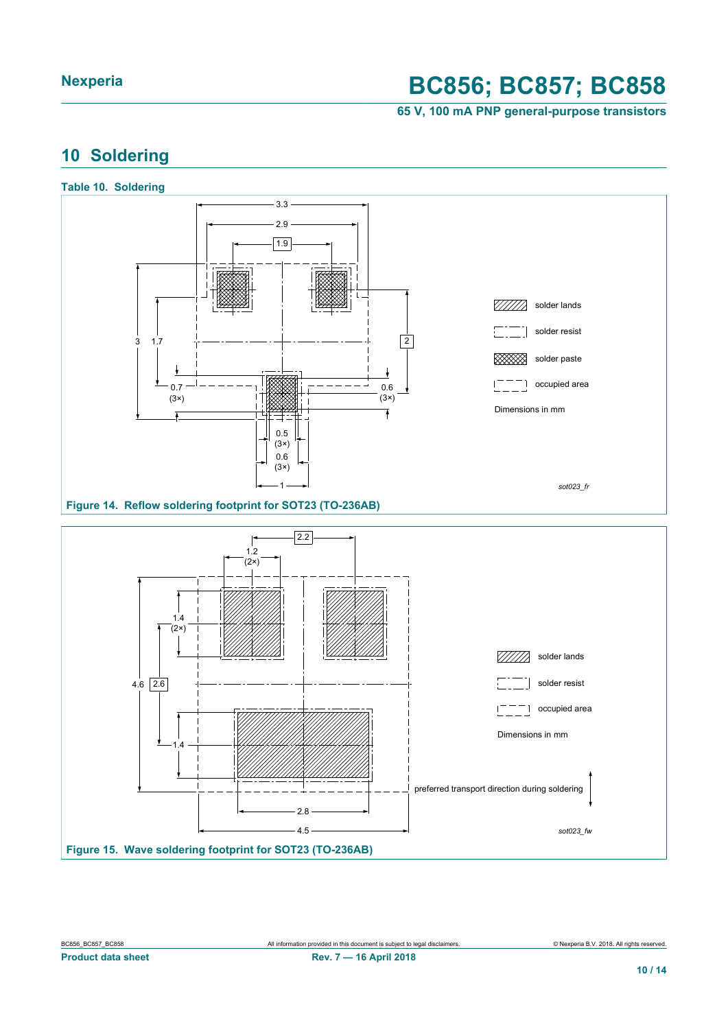## 10 Soldering

**Table 10. Soldering**

3.3
2.9
1.9
3 1.7
2
0.7 (3×)
0.6 (3×)
0.5 (3×)
0.6 (3×)
1

solder lands
solder resist
solder paste
occupied area
Dimensions in mm

*sot023_fr*

**Figure 14. Reflow soldering footprint for SOT23 (TO-236AB)**

2.2
1.2 (2×)
1.4 (2×)
4.6 2.6
1.4
2.8
4.5

solder lands
solder resist
occupied area
Dimensions in mm

preferred transport direction during soldering

*sot023_fw*

**Figure 15. Wave soldering footprint for SOT23 (TO-236AB)**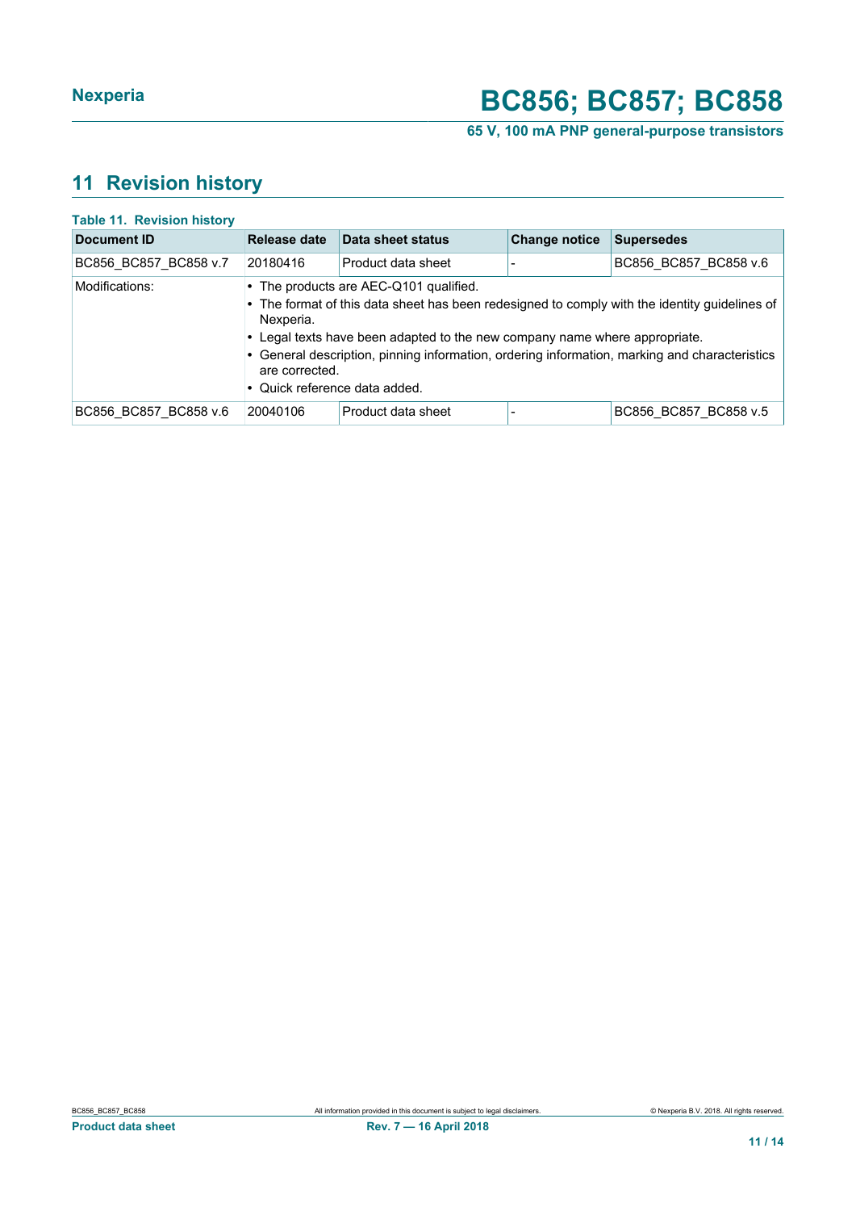## 11 Revision history

**Table 11. Revision history**

| Document ID | Release date | Data sheet status | Change notice | Supersedes |
|---|---|---|---|---|
| BC856_BC857_BC858 v.7 | 20180416 | Product data sheet | - | BC856_BC857_BC858 v.6 |
| Modifications: | • The products are AEC-Q101 qualified.<br>• The format of this data sheet has been redesigned to comply with the identity guidelines of Nexperia.<br>• Legal texts have been adapted to the new company name where appropriate.<br>• General description, pinning information, ordering information, marking and characteristics are corrected.<br>• Quick reference data added. | | | |
| BC856_BC857_BC858 v.6 | 20040106 | Product data sheet | - | BC856_BC857_BC858 v.5 |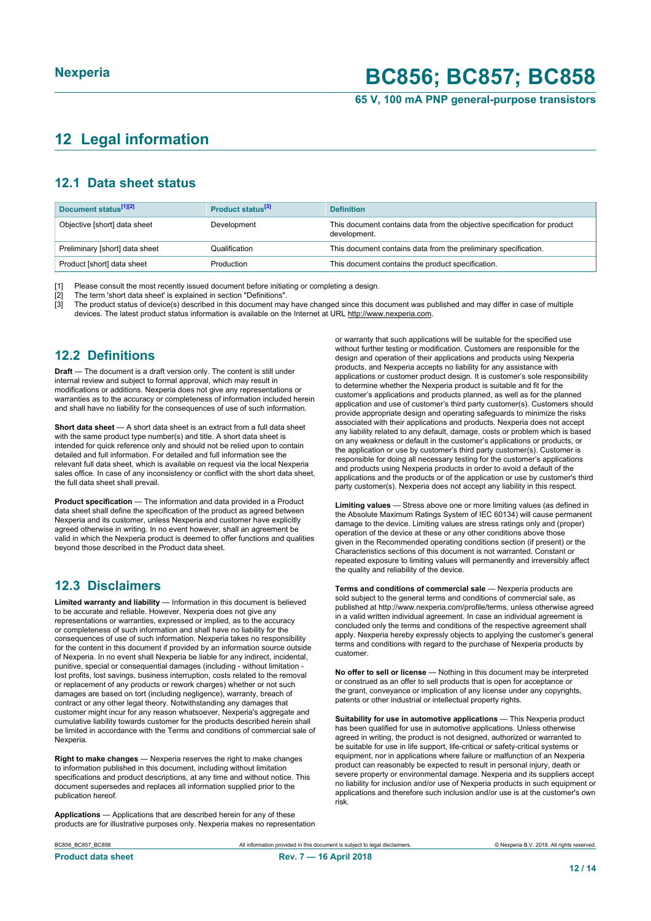## 12 Legal information

### 12.1 Data sheet status

| Document status[1][2] | Product status[3] | Definition |
| --- | --- | --- |
| Objective [short] data sheet | Development | This document contains data from the objective specification for product development. |
| Preliminary [short] data sheet | Qualification | This document contains data from the preliminary specification. |
| Product [short] data sheet | Production | This document contains the product specification. |

[1] Please consult the most recently issued document before initiating or completing a design.
[2] The term 'short data sheet' is explained in section "Definitions".
[3] The product status of device(s) described in this document may have changed since this document was published and may differ in case of multiple devices. The latest product status information is available on the Internet at URL http://www.nexperia.com.

### 12.2 Definitions

**Draft** — The document is a draft version only. The content is still under internal review and subject to formal approval, which may result in modifications or additions. Nexperia does not give any representations or warranties as to the accuracy or completeness of information included herein and shall have no liability for the consequences of use of such information.

**Short data sheet** — A short data sheet is an extract from a full data sheet with the same product type number(s) and title. A short data sheet is intended for quick reference only and should not be relied upon to contain detailed and full information. For detailed and full information see the relevant full data sheet, which is available on request via the local Nexperia sales office. In case of any inconsistency or conflict with the short data sheet, the full data sheet shall prevail.

**Product specification** — The information and data provided in a Product data sheet shall define the specification of the product as agreed between Nexperia and its customer, unless Nexperia and customer have explicitly agreed otherwise in writing. In no event however, shall an agreement be valid in which the Nexperia product is deemed to offer functions and qualities beyond those described in the Product data sheet.

### 12.3 Disclaimers

**Limited warranty and liability** — Information in this document is believed to be accurate and reliable. However, Nexperia does not give any representations or warranties, expressed or implied, as to the accuracy or completeness of such information and shall have no liability for the consequences of use of such information. Nexperia takes no responsibility for the content in this document if provided by an information source outside of Nexperia. In no event shall Nexperia be liable for any indirect, incidental, punitive, special or consequential damages (including - without limitation - lost profits, lost savings, business interruption, costs related to the removal or replacement of any products or rework charges) whether or not such damages are based on tort (including negligence), warranty, breach of contract or any other legal theory. Notwithstanding any damages that customer might incur for any reason whatsoever, Nexperia's aggregate and cumulative liability towards customer for the products described herein shall be limited in accordance with the Terms and conditions of commercial sale of Nexperia.

**Right to make changes** — Nexperia reserves the right to make changes to information published in this document, including without limitation specifications and product descriptions, at any time and without notice. This document supersedes and replaces all information supplied prior to the publication hereof.

**Applications** — Applications that are described herein for any of these products are for illustrative purposes only. Nexperia makes no representation or warranty that such applications will be suitable for the specified use without further testing or modification. Customers are responsible for the design and operation of their applications and products using Nexperia products, and Nexperia accepts no liability for any assistance with applications or customer product design. It is customer's sole responsibility to determine whether the Nexperia product is suitable and fit for the customer's applications and products planned, as well as for the planned application and use of customer's third party customer(s). Customers should provide appropriate design and operating safeguards to minimize the risks associated with their applications and products. Nexperia does not accept any liability related to any default, damage, costs or problem which is based on any weakness or default in the customer's applications or products, or the application or use by customer's third party customer(s). Customer is responsible for doing all necessary testing for the customer's applications and products using Nexperia products in order to avoid a default of the applications and the products or of the application or use by customer's third party customer(s). Nexperia does not accept any liability in this respect.

**Limiting values** — Stress above one or more limiting values (as defined in the Absolute Maximum Ratings System of IEC 60134) will cause permanent damage to the device. Limiting values are stress ratings only and (proper) operation of the device at these or any other conditions above those given in the Recommended operating conditions section (if present) or the Characteristics sections of this document is not warranted. Constant or repeated exposure to limiting values will permanently and irreversibly affect the quality and reliability of the device.

**Terms and conditions of commercial sale** — Nexperia products are sold subject to the general terms and conditions of commercial sale, as published at http://www.nexperia.com/profile/terms, unless otherwise agreed in a valid written individual agreement. In case an individual agreement is concluded only the terms and conditions of the respective agreement shall apply. Nexperia hereby expressly objects to applying the customer's general terms and conditions with regard to the purchase of Nexperia products by customer.

**No offer to sell or license** — Nothing in this document may be interpreted or construed as an offer to sell products that is open for acceptance or the grant, conveyance or implication of any license under any copyrights, patents or other industrial or intellectual property rights.

**Suitability for use in automotive applications** — This Nexperia product has been qualified for use in automotive applications. Unless otherwise agreed in writing, the product is not designed, authorized or warranted to be suitable for use in life support, life-critical or safety-critical systems or equipment, nor in applications where failure or malfunction of an Nexperia product can reasonably be expected to result in personal injury, death or severe property or environmental damage. Nexperia and its suppliers accept no liability for inclusion and/or use of Nexperia products in such equipment or applications and therefore such inclusion and/or use is at the customer's own risk.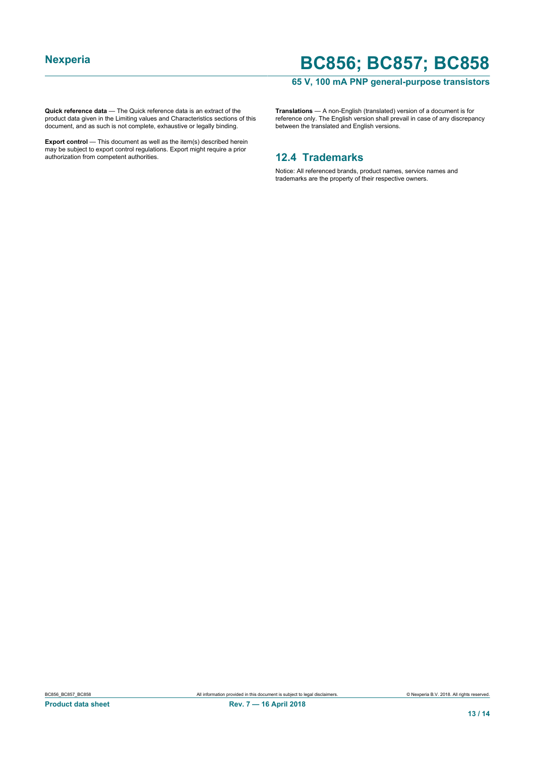**Quick reference data** — The Quick reference data is an extract of the product data given in the Limiting values and Characteristics sections of this document, and as such is not complete, exhaustive or legally binding.

**Export control** — This document as well as the item(s) described herein may be subject to export control regulations. Export might require a prior authorization from competent authorities.

**Translations** — A non-English (translated) version of a document is for reference only. The English version shall prevail in case of any discrepancy between the translated and English versions.

## 12.4 Trademarks

Notice: All referenced brands, product names, service names and trademarks are the property of their respective owners.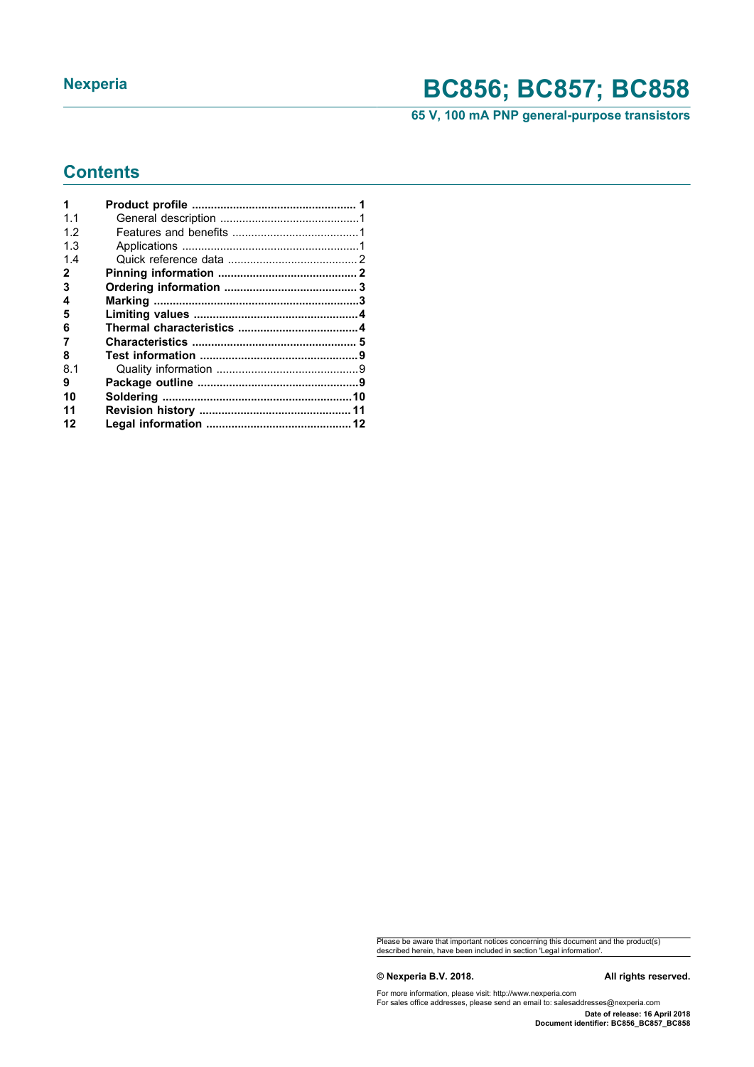## Contents

| | | |
|---|---|---|
| **1** | **Product profile** | **1** |
| 1.1 | General description | 1 |
| 1.2 | Features and benefits | 1 |
| 1.3 | Applications | 1 |
| 1.4 | Quick reference data | 2 |
| **2** | **Pinning information** | **2** |
| **3** | **Ordering information** | **3** |
| **4** | **Marking** | **3** |
| **5** | **Limiting values** | **4** |
| **6** | **Thermal characteristics** | **4** |
| **7** | **Characteristics** | **5** |
| **8** | **Test information** | **9** |
| 8.1 | Quality information | 9 |
| **9** | **Package outline** | **9** |
| **10** | **Soldering** | **10** |
| **11** | **Revision history** | **11** |
| **12** | **Legal information** | **12** |

Please be aware that important notices concerning this document and the product(s) described herein, have been included in section 'Legal information'.

**© Nexperia B.V. 2018.** **All rights reserved.**

For more information, please visit: http://www.nexperia.com
For sales office addresses, please send an email to: salesaddresses@nexperia.com

**Date of release: 16 April 2018**
**Document identifier: BC856_BC857_BC858**